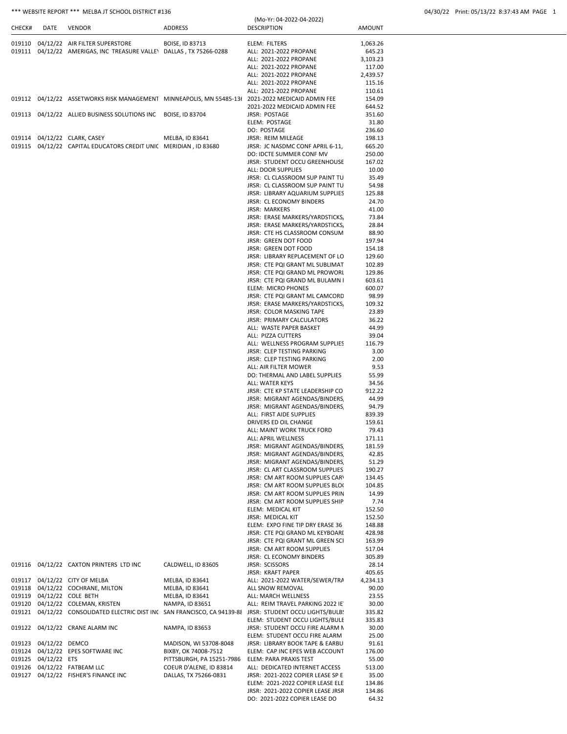*** WEBSITE REPORT *** MELBA JT SCHOOL DISTRICT #136

(Mo-Yr: 04-2022-04-2022)

04/30/22 Print: 05/13/22 8:37:43 AM PAGE 1

| CHECK# | DATE | VENDOR | ADDRESS | DESCRIPTION | AMOUNT |
|---|---|---|---|---|---|
| 019110 | 04/12/22 | AIR FILTER SUPERSTORE | BOISE, ID 83713 | ELEM: FILTERS | 1,063.26 |
| 019111 | 04/12/22 | AMERIGAS, INC TREASURE VALLEY | DALLAS , TX 75266-0288 | ALL: 2021-2022 PROPANE | 645.23 |
| | | | | ALL: 2021-2022 PROPANE | 3,103.23 |
| | | | | ALL: 2021-2022 PROPANE | 117.00 |
| | | | | ALL: 2021-2022 PROPANE | 2,439.57 |
| | | | | ALL: 2021-2022 PROPANE | 115.16 |
| | | | | ALL: 2021-2022 PROPANE | 110.61 |
| 019112 | 04/12/22 | ASSETWORKS RISK MANAGEMENT | MINNEAPOLIS, MN 55485-136 | 2021-2022 MEDICAID ADMIN FEE | 154.09 |
| | | | | 2021-2022 MEDICAID ADMIN FEE | 644.52 |
| 019113 | 04/12/22 | ALLIED BUSINESS SOLUTIONS INC | BOISE, ID 83704 | JRSR: POSTAGE | 351.60 |
| | | | | ELEM: POSTAGE | 31.80 |
| | | | | DO: POSTAGE | 236.60 |
| 019114 | 04/12/22 | CLARK, CASEY | MELBA, ID 83641 | JRSR: REIM MILEAGE | 198.13 |
| 019115 | 04/12/22 | CAPITAL EDUCATORS CREDIT UNIO | MERIDIAN , ID 83680 | JRSR: JC NASDMC CONF APRIL 6-11, | 665.20 |
| | | | | DO: IDCTE SUMMER CONF MV | 250.00 |
| | | | | JRSR: STUDENT OCCU GREENHOUSE | 167.02 |
| | | | | ALL: DOOR SUPPLIES | 10.00 |
| | | | | JRSR: CL CLASSROOM SUP PAINT TU | 35.49 |
| | | | | JRSR: CL CLASSROOM SUP PAINT TU | 54.98 |
| | | | | JRSR: LIBRARY AQUARIUM SUPPLIES | 125.88 |
| | | | | JRSR: CL ECONOMY BINDERS | 24.70 |
| | | | | JRSR: MARKERS | 41.00 |
| | | | | JRSR: ERASE MARKERS/YARDSTICKS, | 73.84 |
| | | | | JRSR: ERASE MARKERS/YARDSTICKS, | 28.84 |
| | | | | JRSR: CTE HS CLASSROOM CONSUM | 88.90 |
| | | | | JRSR: GREEN DOT FOOD | 197.94 |
| | | | | JRSR: GREEN DOT FOOD | 154.18 |
| | | | | JRSR: LIBRARY REPLACEMENT OF LO | 129.60 |
| | | | | JRSR: CTE PQI GRANT ML SUBLIMAT | 102.89 |
| | | | | JRSR: CTE PQI GRAND ML PROWORL | 129.86 |
| | | | | JRSR: CTE PQI GRAND ML BULAMN I | 603.61 |
| | | | | ELEM: MICRO PHONES | 600.07 |
| | | | | JRSR: CTE PQI GRANT ML CAMCORD | 98.99 |
| | | | | JRSR: ERASE MARKERS/YARDSTICKS, | 109.32 |
| | | | | JRSR: COLOR MASKING TAPE | 23.89 |
| | | | | JRSR: PRIMARY CALCULATORS | 36.22 |
| | | | | ALL: WASTE PAPER BASKET | 44.99 |
| | | | | ALL: PIZZA CUTTERS | 39.04 |
| | | | | ALL: WELLNESS PROGRAM SUPPLIES | 116.79 |
| | | | | JRSR: CLEP TESTING PARKING | 3.00 |
| | | | | JRSR: CLEP TESTING PARKING | 2.00 |
| | | | | ALL: AIR FILTER MOWER | 9.53 |
| | | | | DO: THERMAL AND LABEL SUPPLIES | 55.99 |
| | | | | ALL: WATER KEYS | 34.56 |
| | | | | JRSR: CTE KP STATE LEADERSHIP CO | 912.22 |
| | | | | JRSR: MIGRANT AGENDAS/BINDERS, | 44.99 |
| | | | | JRSR: MIGRANT AGENDAS/BINDERS, | 94.79 |
| | | | | ALL: FIRST AIDE SUPPLIES | 839.39 |
| | | | | DRIVERS ED OIL CHANGE | 159.61 |
| | | | | ALL: MAINT WORK TRUCK FORD | 79.43 |
| | | | | ALL: APRIL WELLNESS | 171.11 |
| | | | | JRSR: MIGRANT AGENDAS/BINDERS, | 181.59 |
| | | | | JRSR: MIGRANT AGENDAS/BINDERS, | 42.85 |
| | | | | JRSR: MIGRANT AGENDAS/BINDERS, | 51.29 |
| | | | | JRSR: CL ART CLASSROOM SUPPLIES | 190.27 |
| | | | | JRSR: CM ART ROOM SUPPLIES CARV | 134.45 |
| | | | | JRSR: CM ART ROOM SUPPLIES BLOC | 104.85 |
| | | | | JRSR: CM ART ROOM SUPPLIES PRIN | 14.99 |
| | | | | JRSR: CM ART ROOM SUPPLIES SHIP | 7.74 |
| | | | | ELEM: MEDICAL KIT | 152.50 |
| | | | | JRSR: MEDICAL KIT | 152.50 |
| | | | | ELEM: EXPO FINE TIP DRY ERASE 36 | 148.88 |
| | | | | JRSR: CTE PQI GRAND ML KEYBOARI | 428.98 |
| | | | | JRSR: CTE PQI GRANT ML GREEN SCI | 163.99 |
| | | | | JRSR: CM ART ROOM SUPPLIES | 517.04 |
| | | | | JRSR: CL ECONOMY BINDERS | 305.89 |
| 019116 | 04/12/22 | CAXTON PRINTERS LTD INC | CALDWELL, ID 83605 | JRSR: SCISSORS | 28.14 |
| | | | | JRSR: KRAFT PAPER | 405.65 |
| 019117 | 04/12/22 | CITY OF MELBA | MELBA, ID 83641 | ALL: 2021-2022 WATER/SEWER/TRA | 4,234.13 |
| 019118 | 04/12/22 | COCHRANE, MILTON | MELBA, ID 83641 | ALL SNOW REMOVAL | 90.00 |
| 019119 | 04/12/22 | COLE BETH | MELBA, ID 83641 | ALL: MARCH WELLNESS | 23.55 |
| 019120 | 04/12/22 | COLEMAN, KRISTEN | NAMPA, ID 83651 | ALL: REIM TRAVEL PARKING 2022 IE | 30.00 |
| 019121 | 04/12/22 | CONSOLIDATED ELECTRIC DIST INC | SAN FRANCISCO, CA 94139-88 | JRSR: STUDENT OCCU LIGHTS/BULBS | 335.82 |
| | | | | ELEM: STUDENT OCCU LIGHTS/BULE | 335.83 |
| 019122 | 04/12/22 | CRANE ALARM INC | NAMPA, ID 83653 | JRSR: STUDENT OCCU FIRE ALARM N | 30.00 |
| | | | | ELEM: STUDENT OCCU FIRE ALARM | 25.00 |
| 019123 | 04/12/22 | DEMCO | MADISON, WI 53708-8048 | JRSR: LIBRARY BOOK TAPE & EARBU | 91.61 |
| 019124 | 04/12/22 | EPES SOFTWARE INC | BIXBY, OK 74008-7512 | ELEM: CAP INC EPES WEB ACCOUNT | 176.00 |
| 019125 | 04/12/22 | ETS | PITTSBURGH, PA 15251-7986 | ELEM: PARA PRAXIS TEST | 55.00 |
| 019126 | 04/12/22 | FATBEAM LLC | COEUR D'ALENE, ID 83814 | ALL: DEDICATED INTERNET ACCESS | 513.00 |
| 019127 | 04/12/22 | FISHER'S FINANCE INC | DALLAS, TX 75266-0831 | JRSR: 2021-2022 COPIER LEASE SP E | 35.00 |
| | | | | ELEM: 2021-2022 COPIER LEASE ELE | 134.86 |
| | | | | JRSR: 2021-2022 COPIER LEASE JRSR | 134.86 |
| | | | | DO: 2021-2022 COPIER LEASE DO | 64.32 |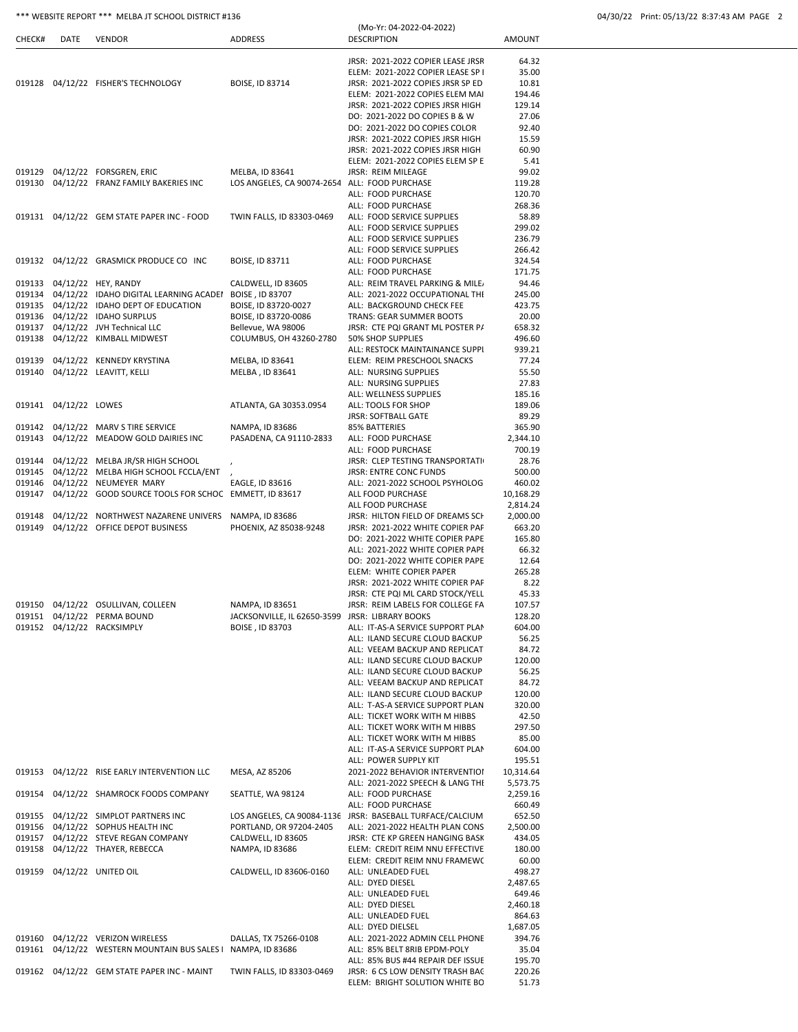*** WEBSITE REPORT *** MELBA JT SCHOOL DISTRICT #136

(Mo-Yr: 04-2022-04-2022)

04/30/22 Print: 05/13/22 8:37:43 AM

| CHECK# | DATE | VENDOR | ADDRESS | DESCRIPTION | AMOUNT |
|---|---|---|---|---|---|
| | | | | JRSR: 2021-2022 COPIER LEASE JRSR | 64.32 |
| | | | | ELEM: 2021-2022 COPIER LEASE SP I | 35.00 |
| 019128 | 04/12/22 | FISHER'S TECHNOLOGY | BOISE, ID 83714 | JRSR: 2021-2022 COPIES JRSR SP ED | 10.81 |
| | | | | ELEM: 2021-2022 COPIES ELEM MAI | 194.46 |
| | | | | JRSR: 2021-2022 COPIES JRSR HIGH | 129.14 |
| | | | | DO: 2021-2022 DO COPIES B & W | 27.06 |
| | | | | DO: 2021-2022 DO COPIES COLOR | 92.40 |
| | | | | JRSR: 2021-2022 COPIES JRSR HIGH | 15.59 |
| | | | | JRSR: 2021-2022 COPIES JRSR HIGH | 60.90 |
| | | | | ELEM: 2021-2022 COPIES ELEM SP E | 5.41 |
| 019129 | 04/12/22 | FORSGREN, ERIC | MELBA, ID 83641 | JRSR: REIM MILEAGE | 99.02 |
| 019130 | 04/12/22 | FRANZ FAMILY BAKERIES INC | LOS ANGELES, CA 90074-2654 | ALL: FOOD PURCHASE | 119.28 |
| | | | | ALL: FOOD PURCHASE | 120.70 |
| | | | | ALL: FOOD PURCHASE | 268.36 |
| 019131 | 04/12/22 | GEM STATE PAPER INC - FOOD | TWIN FALLS, ID 83303-0469 | ALL: FOOD SERVICE SUPPLIES | 58.89 |
| | | | | ALL: FOOD SERVICE SUPPLIES | 299.02 |
| | | | | ALL: FOOD SERVICE SUPPLIES | 236.79 |
| | | | | ALL: FOOD SERVICE SUPPLIES | 266.42 |
| 019132 | 04/12/22 | GRASMICK PRODUCE CO INC | BOISE, ID 83711 | ALL: FOOD PURCHASE | 324.54 |
| | | | | ALL: FOOD PURCHASE | 171.75 |
| 019133 | 04/12/22 | HEY, RANDY | CALDWELL, ID 83605 | ALL: REIM TRAVEL PARKING & MILE/ | 94.46 |
| 019134 | 04/12/22 | IDAHO DIGITAL LEARNING ACADEI | BOISE , ID 83707 | ALL: 2021-2022 OCCUPATIONAL THI | 245.00 |
| 019135 | 04/12/22 | IDAHO DEPT OF EDUCATION | BOISE, ID 83720-0027 | ALL: BACKGROUND CHECK FEE | 423.75 |
| 019136 | 04/12/22 | IDAHO SURPLUS | BOISE, ID 83720-0086 | TRANS: GEAR SUMMER BOOTS | 20.00 |
| 019137 | 04/12/22 | JVH Technical LLC | Bellevue, WA 98006 | JRSR: CTE PQI GRANT ML POSTER P/ | 658.32 |
| 019138 | 04/12/22 | KIMBALL MIDWEST | COLUMBUS, OH 43260-2780 | 50% SHOP SUPPLIES | 496.60 |
| | | | | ALL: RESTOCK MAINTAINANCE SUPPL | 939.21 |
| 019139 | 04/12/22 | KENNEDY KRYSTINA | MELBA, ID 83641 | ELEM: REIM PRESCHOOL SNACKS | 77.24 |
| 019140 | 04/12/22 | LEAVITT, KELLI | MELBA , ID 83641 | ALL: NURSING SUPPLIES | 55.50 |
| | | | | ALL: NURSING SUPPLIES | 27.83 |
| | | | | ALL: WELLNESS SUPPLIES | 185.16 |
| 019141 | 04/12/22 | LOWES | ATLANTA, GA 30353.0954 | ALL: TOOLS FOR SHOP | 189.06 |
| | | | | JRSR: SOFTBALL GATE | 89.29 |
| 019142 | 04/12/22 | MARV S TIRE SERVICE | NAMPA, ID 83686 | 85% BATTERIES | 365.90 |
| 019143 | 04/12/22 | MEADOW GOLD DAIRIES INC | PASADENA, CA 91110-2833 | ALL: FOOD PURCHASE | 2,344.10 |
| | | | | ALL: FOOD PURCHASE | 700.19 |
| 019144 | 04/12/22 | MELBA JR/SR HIGH SCHOOL | , | JRSR: CLEP TESTING TRANSPORTATI | 28.76 |
| 019145 | 04/12/22 | MELBA HIGH SCHOOL FCCLA/ENT | , | JRSR: ENTRE CONC FUNDS | 500.00 |
| 019146 | 04/12/22 | NEUMEYER MARY | EAGLE, ID 83616 | ALL: 2021-2022 SCHOOL PSYHOLOG | 460.02 |
| 019147 | 04/12/22 | GOOD SOURCE TOOLS FOR SCHOC | EMMETT, ID 83617 | ALL FOOD PURCHASE | 10,168.29 |
| | | | | ALL FOOD PURCHASE | 2,814.24 |
| 019148 | 04/12/22 | NORTHWEST NAZARENE UNIVERS | NAMPA, ID 83686 | JRSR: HILTON FIELD OF DREAMS SCH | 2,000.00 |
| 019149 | 04/12/22 | OFFICE DEPOT BUSINESS | PHOENIX, AZ 85038-9248 | JRSR: 2021-2022 WHITE COPIER PAF | 663.20 |
| | | | | DO: 2021-2022 WHITE COPIER PAPE | 165.80 |
| | | | | ALL: 2021-2022 WHITE COPIER PAPE | 66.32 |
| | | | | DO: 2021-2022 WHITE COPIER PAPE | 12.64 |
| | | | | ELEM: WHITE COPIER PAPER | 265.28 |
| | | | | JRSR: 2021-2022 WHITE COPIER PAF | 8.22 |
| | | | | JRSR: CTE PQI ML CARD STOCK/YELL | 45.33 |
| 019150 | 04/12/22 | OSULLIVAN, COLLEEN | NAMPA, ID 83651 | JRSR: REIM LABELS FOR COLLEGE FA | 107.57 |
| 019151 | 04/12/22 | PERMA BOUND | JACKSONVILLE, IL 62650-3599 | JRSR: LIBRARY BOOKS | 128.20 |
| 019152 | 04/12/22 | RACKSIMPLY | BOISE , ID 83703 | ALL: IT-AS-A SERVICE SUPPORT PLAN | 604.00 |
| | | | | ALL: ILAND SECURE CLOUD BACKUP | 56.25 |
| | | | | ALL: VEEAM BACKUP AND REPLICAT | 84.72 |
| | | | | ALL: ILAND SECURE CLOUD BACKUP | 120.00 |
| | | | | ALL: ILAND SECURE CLOUD BACKUP | 56.25 |
| | | | | ALL: VEEAM BACKUP AND REPLICAT | 84.72 |
| | | | | ALL: ILAND SECURE CLOUD BACKUP | 120.00 |
| | | | | ALL: T-AS-A SERVICE SUPPORT PLAN | 320.00 |
| | | | | ALL: TICKET WORK WITH M HIBBS | 42.50 |
| | | | | ALL: TICKET WORK WITH M HIBBS | 297.50 |
| | | | | ALL: TICKET WORK WITH M HIBBS | 85.00 |
| | | | | ALL: IT-AS-A SERVICE SUPPORT PLAN | 604.00 |
| | | | | ALL: POWER SUPPLY KIT | 195.51 |
| 019153 | 04/12/22 | RISE EARLY INTERVENTION LLC | MESA, AZ 85206 | 2021-2022 BEHAVIOR INTERVENTIOI | 10,314.64 |
| | | | | ALL: 2021-2022 SPEECH & LANG THE | 5,573.75 |
| 019154 | 04/12/22 | SHAMROCK FOODS COMPANY | SEATTLE, WA 98124 | ALL: FOOD PURCHASE | 2,259.16 |
| | | | | ALL: FOOD PURCHASE | 660.49 |
| 019155 | 04/12/22 | SIMPLOT PARTNERS INC | LOS ANGELES, CA 90084-1136 | JRSR: BASEBALL TURFACE/CALCIUM | 652.50 |
| 019156 | 04/12/22 | SOPHUS HEALTH INC | PORTLAND, OR 97204-2405 | ALL: 2021-2022 HEALTH PLAN CONS | 2,500.00 |
| 019157 | 04/12/22 | STEVE REGAN COMPANY | CALDWELL, ID 83605 | JRSR: CTE KP GREEN HANGING BASK | 434.05 |
| 019158 | 04/12/22 | THAYER, REBECCA | NAMPA, ID 83686 | ELEM: CREDIT REIM NNU EFFECTIVE | 180.00 |
| | | | | ELEM: CREDIT REIM NNU FRAMEWC | 60.00 |
| 019159 | 04/12/22 | UNITED OIL | CALDWELL, ID 83606-0160 | ALL: UNLEADED FUEL | 498.27 |
| | | | | ALL: DYED DIESEL | 2,487.65 |
| | | | | ALL: UNLEADED FUEL | 649.46 |
| | | | | ALL: DYED DIESEL | 2,460.18 |
| | | | | ALL: UNLEADED FUEL | 864.63 |
| | | | | ALL: DYED DIELSEL | 1,687.05 |
| 019160 | 04/12/22 | VERIZON WIRELESS | DALLAS, TX 75266-0108 | ALL: 2021-2022 ADMIN CELL PHONE | 394.76 |
| 019161 | 04/12/22 | WESTERN MOUNTAIN BUS SALES I | NAMPA, ID 83686 | ALL: 85% BELT 8RIB EPDM-POLY | 35.04 |
| | | | | ALL: 85% BUS #44 REPAIR DEF ISSUE | 195.70 |
| 019162 | 04/12/22 | GEM STATE PAPER INC - MAINT | TWIN FALLS, ID 83303-0469 | JRSR: 6 CS LOW DENSITY TRASH BAC | 220.26 |
| | | | | ELEM: BRIGHT SOLUTION WHITE BO | 51.73 |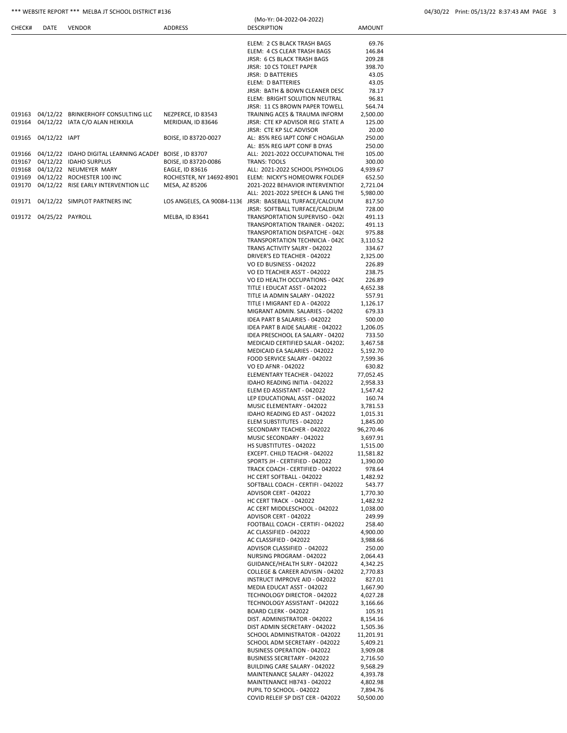*** WEBSITE REPORT *** MELBA JT SCHOOL DISTRICT #136

(Mo-Yr: 04-2022-04-2022)

04/30/22 Print: 05/13/22 8:37:43 AM

| CHECK# | DATE | VENDOR | ADDRESS | DESCRIPTION | AMOUNT |
|---|---|---|---|---|---|
| | | | | ELEM: 2 CS BLACK TRASH BAGS | 69.76 |
| | | | | ELEM: 4 CS CLEAR TRASH BAGS | 146.84 |
| | | | | JRSR: 6 CS BLACK TRASH BAGS | 209.28 |
| | | | | JRSR: 10 CS TOILET PAPER | 398.70 |
| | | | | JRSR: D BATTERIES | 43.05 |
| | | | | ELEM: D BATTERIES | 43.05 |
| | | | | JRSR: BATH & BOWN CLEANER DESC | 78.17 |
| | | | | ELEM: BRIGHT SOLUTION NEUTRAL | 96.81 |
| | | | | JRSR: 11 CS BROWN PAPER TOWELL | 564.74 |
| 019163 | 04/12/22 | BRINKERHOFF CONSULTING LLC | NEZPERCE, ID 83543 | TRAINING ACES & TRAUMA INFORM | 2,500.00 |
| 019164 | 04/12/22 | IATA C/O ALAN HEIKKILA | MERIDIAN, ID 83646 | JRSR: CTE KP ADVISOR REG STATE A | 125.00 |
| | | | | JRSR: CTE KP SLC ADVISOR | 20.00 |
| 019165 | 04/12/22 | IAPT | BOISE, ID 83720-0027 | AL: 85% REG IAPT CONF C HOAGLAN | 250.00 |
| | | | | AL: 85% REG IAPT CONF B DYAS | 250.00 |
| 019166 | 04/12/22 | IDAHO DIGITAL LEARNING ACADEI | BOISE , ID 83707 | ALL: 2021-2022 OCCUPATIONAL THI | 105.00 |
| 019167 | 04/12/22 | IDAHO SURPLUS | BOISE, ID 83720-0086 | TRANS: TOOLS | 300.00 |
| 019168 | 04/12/22 | NEUMEYER MARY | EAGLE, ID 83616 | ALL: 2021-2022 SCHOOL PSYHOLOG | 4,939.67 |
| 019169 | 04/12/22 | ROCHESTER 100 INC | ROCHESTER, NY 14692-8901 | ELEM: NICKY'S HOMEOWRK FOLDER | 652.50 |
| 019170 | 04/12/22 | RISE EARLY INTERVENTION LLC | MESA, AZ 85206 | 2021-2022 BEHAVIOR INTERVENTIOI | 2,721.04 |
| | | | | ALL: 2021-2022 SPEECH & LANG THI | 5,980.00 |
| 019171 | 04/12/22 | SIMPLOT PARTNERS INC | LOS ANGELES, CA 90084-1136 | JRSR: BASEBALL TURFACE/CALCIUM | 817.50 |
| | | | | JRSR: SOFTBALL TURFACE/CALDIUM | 728.00 |
| 019172 | 04/25/22 | PAYROLL | MELBA, ID 83641 | TRANSPORTATION SUPERVISO - 042( | 491.13 |
| | | | | TRANSPORTATION TRAINER - 04202: | 491.13 |
| | | | | TRANSPORTATION DISPATCHE - 042( | 975.88 |
| | | | | TRANSPORTATION TECHNICIA - 042C | 3,110.52 |
| | | | | TRANS ACTIVITY SALRY - 042022 | 334.67 |
| | | | | DRIVER'S ED TEACHER - 042022 | 2,325.00 |
| | | | | VO ED BUSINESS - 042022 | 226.89 |
| | | | | VO ED TEACHER ASS'T - 042022 | 238.75 |
| | | | | VO ED HEALTH OCCUPATIONS - 042C | 226.89 |
| | | | | TITLE I EDUCAT ASST - 042022 | 4,652.38 |
| | | | | TITLE IA ADMIN SALARY - 042022 | 557.91 |
| | | | | TITLE I MIGRANT ED A - 042022 | 1,126.17 |
| | | | | MIGRANT ADMIN. SALARIES - 04202 | 679.33 |
| | | | | IDEA PART B SALARIES - 042022 | 500.00 |
| | | | | IDEA PART B AIDE SALARIE - 042022 | 1,206.05 |
| | | | | IDEA PRESCHOOL EA SALARY - 04202 | 733.50 |
| | | | | MEDICAID CERTIFIED SALAR - 04202: | 3,467.58 |
| | | | | MEDICAID EA SALARIES - 042022 | 5,192.70 |
| | | | | FOOD SERVICE SALARY - 042022 | 7,599.36 |
| | | | | VO ED AFNR - 042022 | 630.82 |
| | | | | ELEMENTARY TEACHER - 042022 | 77,052.45 |
| | | | | IDAHO READING INITIA - 042022 | 2,958.33 |
| | | | | ELEM ED ASSISTANT - 042022 | 1,547.42 |
| | | | | LEP EDUCATIONAL ASST - 042022 | 160.74 |
| | | | | MUSIC ELEMENTARY - 042022 | 3,781.53 |
| | | | | IDAHO READING ED AST - 042022 | 1,015.31 |
| | | | | ELEM SUBSTITUTES - 042022 | 1,845.00 |
| | | | | SECONDARY TEACHER - 042022 | 96,270.46 |
| | | | | MUSIC SECONDARY - 042022 | 3,697.91 |
| | | | | HS SUBSTITUTES - 042022 | 1,515.00 |
| | | | | EXCEPT. CHILD TEACHR - 042022 | 11,581.82 |
| | | | | SPORTS JH - CERTIFIED - 042022 | 1,390.00 |
| | | | | TRACK COACH - CERTIFIED - 042022 | 978.64 |
| | | | | HC CERT SOFTBALL - 042022 | 1,482.92 |
| | | | | SOFTBALL COACH - CERTIFI - 042022 | 543.77 |
| | | | | ADVISOR CERT - 042022 | 1,770.30 |
| | | | | HC CERT TRACK - 042022 | 1,482.92 |
| | | | | AC CERT MIDDLESCHOOL - 042022 | 1,038.00 |
| | | | | ADVISOR CERT - 042022 | 249.99 |
| | | | | FOOTBALL COACH - CERTIFI - 042022 | 258.40 |
| | | | | AC CLASSIFIED - 042022 | 4,900.00 |
| | | | | AC CLASSIFIED - 042022 | 3,988.66 |
| | | | | ADVISOR CLASSIFIED - 042022 | 250.00 |
| | | | | NURSING PROGRAM - 042022 | 2,064.43 |
| | | | | GUIDANCE/HEALTH SLRY - 042022 | 4,342.25 |
| | | | | COLLEGE & CAREER ADVISIN - 04202 | 2,770.83 |
| | | | | INSTRUCT IMPROVE AID - 042022 | 827.01 |
| | | | | MEDIA EDUCAT ASST - 042022 | 1,667.90 |
| | | | | TECHNOLOGY DIRECTOR - 042022 | 4,027.28 |
| | | | | TECHNOLOGY ASSISTANT - 042022 | 3,166.66 |
| | | | | BOARD CLERK - 042022 | 105.91 |
| | | | | DIST. ADMINISTRATOR - 042022 | 8,154.16 |
| | | | | DIST ADMIN SECRETARY - 042022 | 1,505.36 |
| | | | | SCHOOL ADMINISTRATOR - 042022 | 11,201.91 |
| | | | | SCHOOL ADM SECRETARY - 042022 | 5,409.21 |
| | | | | BUSINESS OPERATION - 042022 | 3,909.08 |
| | | | | BUSINESS SECRETARY - 042022 | 2,716.50 |
| | | | | BUILDING CARE SALARY - 042022 | 9,568.29 |
| | | | | MAINTENANCE SALARY - 042022 | 4,393.78 |
| | | | | MAINTENANCE HB743 - 042022 | 4,802.98 |
| | | | | PUPIL TO SCHOOL - 042022 | 7,894.76 |
| | | | | COVID RELEIF SP DIST CER - 042022 | 50,500.00 |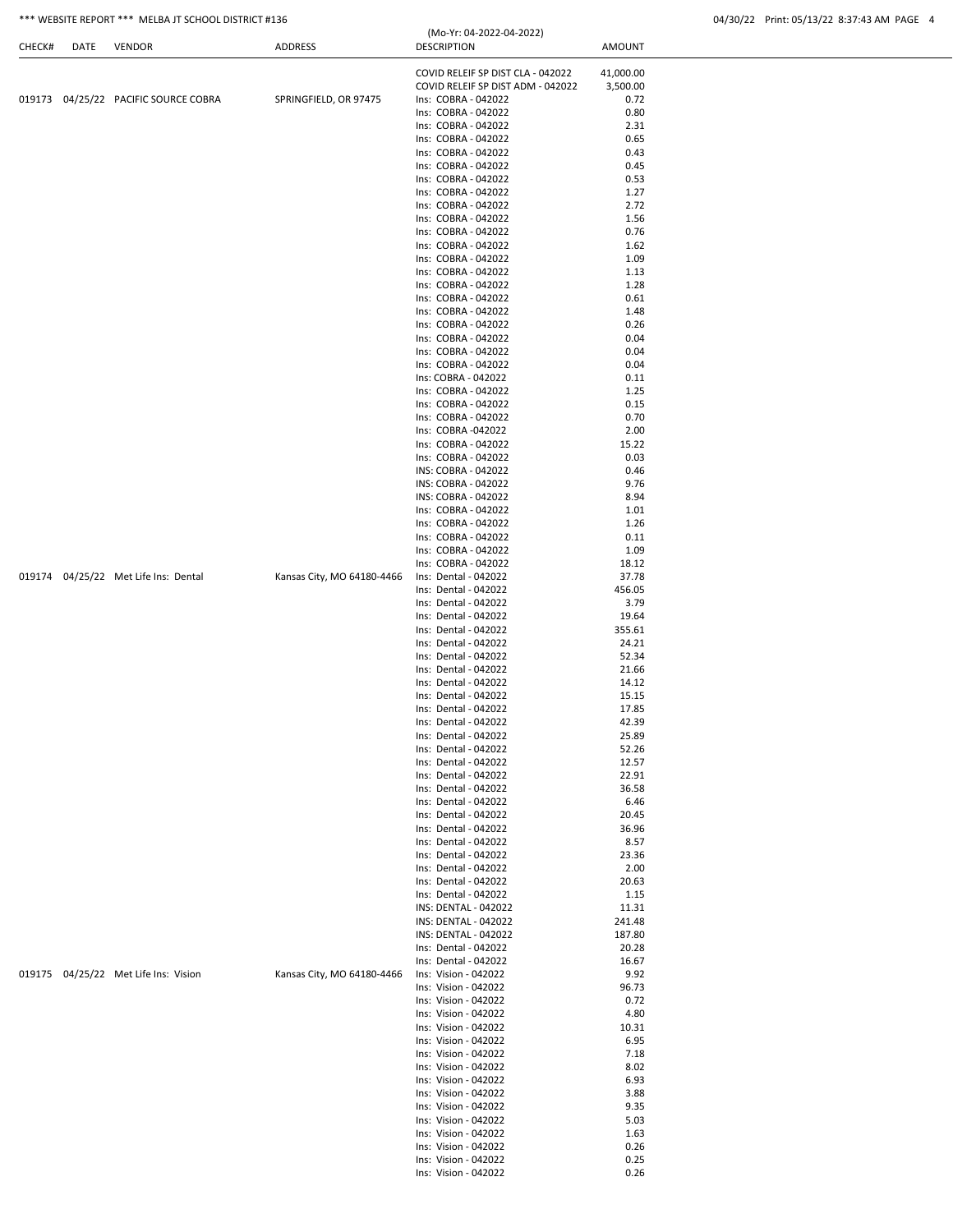*** WEBSITE REPORT *** MELBA JT SCHOOL DISTRICT #136

(Mo-Yr: 04-2022-04-2022)

| CHECK# | DATE | VENDOR | ADDRESS | DESCRIPTION | AMOUNT |
|---|---|---|---|---|---|
| | | | | COVID RELEIF SP DIST CLA - 042022 | 41,000.00 |
| | | | | COVID RELEIF SP DIST ADM - 042022 | 3,500.00 |
| 019173 | 04/25/22 | PACIFIC SOURCE COBRA | SPRINGFIELD, OR 97475 | Ins: COBRA - 042022 | 0.72 |
| | | | | Ins: COBRA - 042022 | 0.80 |
| | | | | Ins: COBRA - 042022 | 2.31 |
| | | | | Ins: COBRA - 042022 | 0.65 |
| | | | | Ins: COBRA - 042022 | 0.43 |
| | | | | Ins: COBRA - 042022 | 0.45 |
| | | | | Ins: COBRA - 042022 | 0.53 |
| | | | | Ins: COBRA - 042022 | 1.27 |
| | | | | Ins: COBRA - 042022 | 2.72 |
| | | | | Ins: COBRA - 042022 | 1.56 |
| | | | | Ins: COBRA - 042022 | 0.76 |
| | | | | Ins: COBRA - 042022 | 1.62 |
| | | | | Ins: COBRA - 042022 | 1.09 |
| | | | | Ins: COBRA - 042022 | 1.13 |
| | | | | Ins: COBRA - 042022 | 1.28 |
| | | | | Ins: COBRA - 042022 | 0.61 |
| | | | | Ins: COBRA - 042022 | 1.48 |
| | | | | Ins: COBRA - 042022 | 0.26 |
| | | | | Ins: COBRA - 042022 | 0.04 |
| | | | | Ins: COBRA - 042022 | 0.04 |
| | | | | Ins: COBRA - 042022 | 0.04 |
| | | | | Ins: COBRA - 042022 | 0.11 |
| | | | | Ins: COBRA - 042022 | 1.25 |
| | | | | Ins: COBRA - 042022 | 0.15 |
| | | | | Ins: COBRA - 042022 | 0.70 |
| | | | | Ins: COBRA -042022 | 2.00 |
| | | | | Ins: COBRA - 042022 | 15.22 |
| | | | | Ins: COBRA - 042022 | 0.03 |
| | | | | INS: COBRA - 042022 | 0.46 |
| | | | | INS: COBRA - 042022 | 9.76 |
| | | | | INS: COBRA - 042022 | 8.94 |
| | | | | Ins: COBRA - 042022 | 1.01 |
| | | | | Ins: COBRA - 042022 | 1.26 |
| | | | | Ins: COBRA - 042022 | 0.11 |
| | | | | Ins: COBRA - 042022 | 1.09 |
| | | | | Ins: COBRA - 042022 | 18.12 |
| 019174 | 04/25/22 | Met Life Ins: Dental | Kansas City, MO 64180-4466 | Ins: Dental - 042022 | 37.78 |
| | | | | Ins: Dental - 042022 | 456.05 |
| | | | | Ins: Dental - 042022 | 3.79 |
| | | | | Ins: Dental - 042022 | 19.64 |
| | | | | Ins: Dental - 042022 | 355.61 |
| | | | | Ins: Dental - 042022 | 24.21 |
| | | | | Ins: Dental - 042022 | 52.34 |
| | | | | Ins: Dental - 042022 | 21.66 |
| | | | | Ins: Dental - 042022 | 14.12 |
| | | | | Ins: Dental - 042022 | 15.15 |
| | | | | Ins: Dental - 042022 | 17.85 |
| | | | | Ins: Dental - 042022 | 42.39 |
| | | | | Ins: Dental - 042022 | 25.89 |
| | | | | Ins: Dental - 042022 | 52.26 |
| | | | | Ins: Dental - 042022 | 12.57 |
| | | | | Ins: Dental - 042022 | 22.91 |
| | | | | Ins: Dental - 042022 | 36.58 |
| | | | | Ins: Dental - 042022 | 6.46 |
| | | | | Ins: Dental - 042022 | 20.45 |
| | | | | Ins: Dental - 042022 | 36.96 |
| | | | | Ins: Dental - 042022 | 8.57 |
| | | | | Ins: Dental - 042022 | 23.36 |
| | | | | Ins: Dental - 042022 | 2.00 |
| | | | | Ins: Dental - 042022 | 20.63 |
| | | | | Ins: Dental - 042022 | 1.15 |
| | | | | INS: DENTAL - 042022 | 11.31 |
| | | | | INS: DENTAL - 042022 | 241.48 |
| | | | | INS: DENTAL - 042022 | 187.80 |
| | | | | Ins: Dental - 042022 | 20.28 |
| | | | | Ins: Dental - 042022 | 16.67 |
| 019175 | 04/25/22 | Met Life Ins: Vision | Kansas City, MO 64180-4466 | Ins: Vision - 042022 | 9.92 |
| | | | | Ins: Vision - 042022 | 96.73 |
| | | | | Ins: Vision - 042022 | 0.72 |
| | | | | Ins: Vision - 042022 | 4.80 |
| | | | | Ins: Vision - 042022 | 10.31 |
| | | | | Ins: Vision - 042022 | 6.95 |
| | | | | Ins: Vision - 042022 | 7.18 |
| | | | | Ins: Vision - 042022 | 8.02 |
| | | | | Ins: Vision - 042022 | 6.93 |
| | | | | Ins: Vision - 042022 | 3.88 |
| | | | | Ins: Vision - 042022 | 9.35 |
| | | | | Ins: Vision - 042022 | 5.03 |
| | | | | Ins: Vision - 042022 | 1.63 |
| | | | | Ins: Vision - 042022 | 0.26 |
| | | | | Ins: Vision - 042022 | 0.25 |
| | | | | Ins: Vision - 042022 | 0.26 |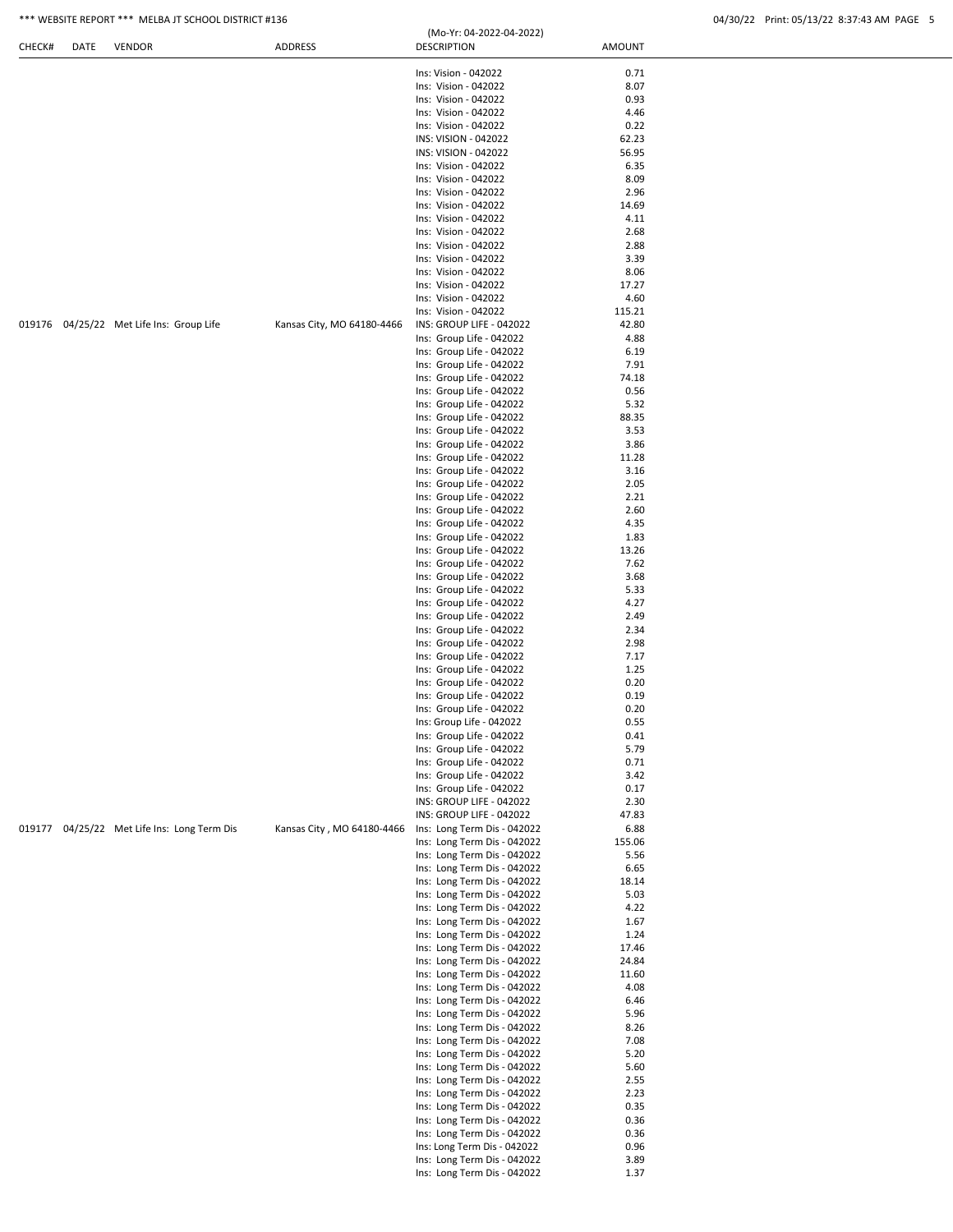| CHECK# | DATE | VENDOR | ADDRESS | DESCRIPTION | AMOUNT |
|---|---|---|---|---|---|
| | | | | Ins: Vision - 042022 | 0.71 |
| | | | | Ins: Vision - 042022 | 8.07 |
| | | | | Ins: Vision - 042022 | 0.93 |
| | | | | Ins: Vision - 042022 | 4.46 |
| | | | | Ins: Vision - 042022 | 0.22 |
| | | | | INS: VISION - 042022 | 62.23 |
| | | | | INS: VISION - 042022 | 56.95 |
| | | | | Ins: Vision - 042022 | 6.35 |
| | | | | Ins: Vision - 042022 | 8.09 |
| | | | | Ins: Vision - 042022 | 2.96 |
| | | | | Ins: Vision - 042022 | 14.69 |
| | | | | Ins: Vision - 042022 | 4.11 |
| | | | | Ins: Vision - 042022 | 2.68 |
| | | | | Ins: Vision - 042022 | 2.88 |
| | | | | Ins: Vision - 042022 | 3.39 |
| | | | | Ins: Vision - 042022 | 8.06 |
| | | | | Ins: Vision - 042022 | 17.27 |
| | | | | Ins: Vision - 042022 | 4.60 |
| | | | | Ins: Vision - 042022 | 115.21 |
| 019176 | 04/25/22 | Met Life Ins: Group Life | Kansas City, MO 64180-4466 | INS: GROUP LIFE - 042022 | 42.80 |
| | | | | Ins: Group Life - 042022 | 4.88 |
| | | | | Ins: Group Life - 042022 | 6.19 |
| | | | | Ins: Group Life - 042022 | 7.91 |
| | | | | Ins: Group Life - 042022 | 74.18 |
| | | | | Ins: Group Life - 042022 | 0.56 |
| | | | | Ins: Group Life - 042022 | 5.32 |
| | | | | Ins: Group Life - 042022 | 88.35 |
| | | | | Ins: Group Life - 042022 | 3.53 |
| | | | | Ins: Group Life - 042022 | 3.86 |
| | | | | Ins: Group Life - 042022 | 11.28 |
| | | | | Ins: Group Life - 042022 | 3.16 |
| | | | | Ins: Group Life - 042022 | 2.05 |
| | | | | Ins: Group Life - 042022 | 2.21 |
| | | | | Ins: Group Life - 042022 | 2.60 |
| | | | | Ins: Group Life - 042022 | 4.35 |
| | | | | Ins: Group Life - 042022 | 1.83 |
| | | | | Ins: Group Life - 042022 | 13.26 |
| | | | | Ins: Group Life - 042022 | 7.62 |
| | | | | Ins: Group Life - 042022 | 3.68 |
| | | | | Ins: Group Life - 042022 | 5.33 |
| | | | | Ins: Group Life - 042022 | 4.27 |
| | | | | Ins: Group Life - 042022 | 2.49 |
| | | | | Ins: Group Life - 042022 | 2.34 |
| | | | | Ins: Group Life - 042022 | 2.98 |
| | | | | Ins: Group Life - 042022 | 7.17 |
| | | | | Ins: Group Life - 042022 | 1.25 |
| | | | | Ins: Group Life - 042022 | 0.20 |
| | | | | Ins: Group Life - 042022 | 0.19 |
| | | | | Ins: Group Life - 042022 | 0.20 |
| | | | | Ins: Group Life - 042022 | 0.55 |
| | | | | Ins: Group Life - 042022 | 0.41 |
| | | | | Ins: Group Life - 042022 | 5.79 |
| | | | | Ins: Group Life - 042022 | 0.71 |
| | | | | Ins: Group Life - 042022 | 3.42 |
| | | | | Ins: Group Life - 042022 | 0.17 |
| | | | | INS: GROUP LIFE - 042022 | 2.30 |
| | | | | INS: GROUP LIFE - 042022 | 47.83 |
| 019177 | 04/25/22 | Met Life Ins: Long Term Dis | Kansas City , MO 64180-4466 | Ins: Long Term Dis - 042022 | 6.88 |
| | | | | Ins: Long Term Dis - 042022 | 155.06 |
| | | | | Ins: Long Term Dis - 042022 | 5.56 |
| | | | | Ins: Long Term Dis - 042022 | 6.65 |
| | | | | Ins: Long Term Dis - 042022 | 18.14 |
| | | | | Ins: Long Term Dis - 042022 | 5.03 |
| | | | | Ins: Long Term Dis - 042022 | 4.22 |
| | | | | Ins: Long Term Dis - 042022 | 1.67 |
| | | | | Ins: Long Term Dis - 042022 | 1.24 |
| | | | | Ins: Long Term Dis - 042022 | 17.46 |
| | | | | Ins: Long Term Dis - 042022 | 24.84 |
| | | | | Ins: Long Term Dis - 042022 | 11.60 |
| | | | | Ins: Long Term Dis - 042022 | 4.08 |
| | | | | Ins: Long Term Dis - 042022 | 6.46 |
| | | | | Ins: Long Term Dis - 042022 | 5.96 |
| | | | | Ins: Long Term Dis - 042022 | 8.26 |
| | | | | Ins: Long Term Dis - 042022 | 7.08 |
| | | | | Ins: Long Term Dis - 042022 | 5.20 |
| | | | | Ins: Long Term Dis - 042022 | 5.60 |
| | | | | Ins: Long Term Dis - 042022 | 2.55 |
| | | | | Ins: Long Term Dis - 042022 | 2.23 |
| | | | | Ins: Long Term Dis - 042022 | 0.35 |
| | | | | Ins: Long Term Dis - 042022 | 0.36 |
| | | | | Ins: Long Term Dis - 042022 | 0.36 |
| | | | | Ins: Long Term Dis - 042022 | 0.96 |
| | | | | Ins: Long Term Dis - 042022 | 3.89 |
| | | | | Ins: Long Term Dis - 042022 | 1.37 |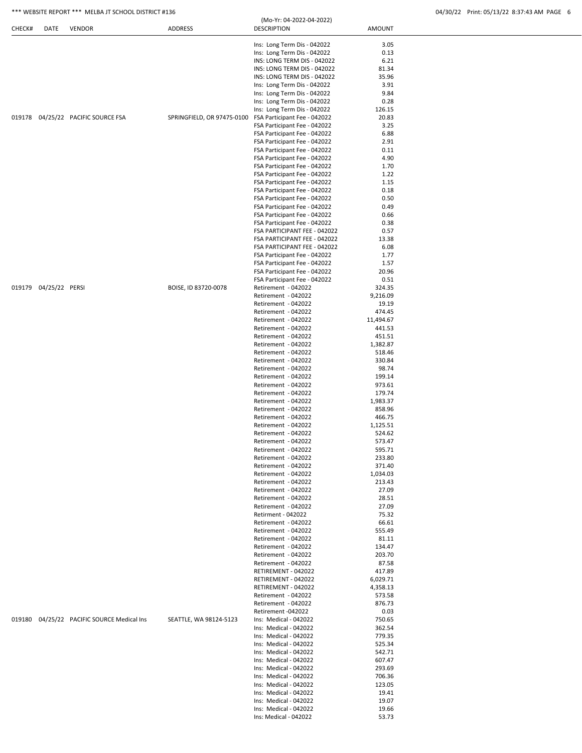| CHECK# | DATE | VENDOR | ADDRESS | DESCRIPTION | AMOUNT |
|---|---|---|---|---|---|
| | | | | Ins: Long Term Dis - 042022 | 3.05 |
| | | | | Ins: Long Term Dis - 042022 | 0.13 |
| | | | | INS: LONG TERM DIS - 042022 | 6.21 |
| | | | | INS: LONG TERM DIS - 042022 | 81.34 |
| | | | | INS: LONG TERM DIS - 042022 | 35.96 |
| | | | | Ins: Long Term Dis - 042022 | 3.91 |
| | | | | Ins: Long Term Dis - 042022 | 9.84 |
| | | | | Ins: Long Term Dis - 042022 | 0.28 |
| | | | | Ins: Long Term Dis - 042022 | 126.15 |
| 019178 | 04/25/22 | PACIFIC SOURCE FSA | SPRINGFIELD, OR 97475-0100 | FSA Participant Fee - 042022 | 20.83 |
| | | | | FSA Participant Fee - 042022 | 3.25 |
| | | | | FSA Participant Fee - 042022 | 6.88 |
| | | | | FSA Participant Fee - 042022 | 2.91 |
| | | | | FSA Participant Fee - 042022 | 0.11 |
| | | | | FSA Participant Fee - 042022 | 4.90 |
| | | | | FSA Participant Fee - 042022 | 1.70 |
| | | | | FSA Participant Fee - 042022 | 1.22 |
| | | | | FSA Participant Fee - 042022 | 1.15 |
| | | | | FSA Participant Fee - 042022 | 0.18 |
| | | | | FSA Participant Fee - 042022 | 0.50 |
| | | | | FSA Participant Fee - 042022 | 0.49 |
| | | | | FSA Participant Fee - 042022 | 0.66 |
| | | | | FSA Participant Fee - 042022 | 0.38 |
| | | | | FSA PARTICIPANT FEE - 042022 | 0.57 |
| | | | | FSA PARTICIPANT FEE - 042022 | 13.38 |
| | | | | FSA PARTICIPANT FEE - 042022 | 6.08 |
| | | | | FSA Participant Fee - 042022 | 1.77 |
| | | | | FSA Participant Fee - 042022 | 1.57 |
| | | | | FSA Participant Fee - 042022 | 20.96 |
| | | | | FSA Participant Fee - 042022 | 0.51 |
| 019179 | 04/25/22 | PERSI | BOISE, ID 83720-0078 | Retirement - 042022 | 324.35 |
| | | | | Retirement - 042022 | 9,216.09 |
| | | | | Retirement - 042022 | 19.19 |
| | | | | Retirement - 042022 | 474.45 |
| | | | | Retirement - 042022 | 11,494.67 |
| | | | | Retirement - 042022 | 441.53 |
| | | | | Retirement - 042022 | 451.51 |
| | | | | Retirement - 042022 | 1,382.87 |
| | | | | Retirement - 042022 | 518.46 |
| | | | | Retirement - 042022 | 330.84 |
| | | | | Retirement - 042022 | 98.74 |
| | | | | Retirement - 042022 | 199.14 |
| | | | | Retirement - 042022 | 973.61 |
| | | | | Retirement - 042022 | 179.74 |
| | | | | Retirement - 042022 | 1,983.37 |
| | | | | Retirement - 042022 | 858.96 |
| | | | | Retirement - 042022 | 466.75 |
| | | | | Retirement - 042022 | 1,125.51 |
| | | | | Retirement - 042022 | 524.62 |
| | | | | Retirement - 042022 | 573.47 |
| | | | | Retirement - 042022 | 595.71 |
| | | | | Retirement - 042022 | 233.80 |
| | | | | Retirement - 042022 | 371.40 |
| | | | | Retirement - 042022 | 1,034.03 |
| | | | | Retirement - 042022 | 213.43 |
| | | | | Retirement - 042022 | 27.09 |
| | | | | Retirement - 042022 | 28.51 |
| | | | | Retirement - 042022 | 27.09 |
| | | | | Retirment - 042022 | 75.32 |
| | | | | Retirement - 042022 | 66.61 |
| | | | | Retirement - 042022 | 555.49 |
| | | | | Retirement - 042022 | 81.11 |
| | | | | Retirement - 042022 | 134.47 |
| | | | | Retirement - 042022 | 203.70 |
| | | | | Retirement - 042022 | 87.58 |
| | | | | RETIREMENT - 042022 | 417.89 |
| | | | | RETIREMENT - 042022 | 6,029.71 |
| | | | | RETIREMENT - 042022 | 4,358.13 |
| | | | | Retirement - 042022 | 573.58 |
| | | | | Retirement - 042022 | 876.73 |
| | | | | Retirement -042022 | 0.03 |
| 019180 | 04/25/22 | PACIFIC SOURCE Medical Ins | SEATTLE, WA 98124-5123 | Ins: Medical - 042022 | 750.65 |
| | | | | Ins: Medical - 042022 | 362.54 |
| | | | | Ins: Medical - 042022 | 779.35 |
| | | | | Ins: Medical - 042022 | 525.34 |
| | | | | Ins: Medical - 042022 | 542.71 |
| | | | | Ins: Medical - 042022 | 607.47 |
| | | | | Ins: Medical - 042022 | 293.69 |
| | | | | Ins: Medical - 042022 | 706.36 |
| | | | | Ins: Medical - 042022 | 123.05 |
| | | | | Ins: Medical - 042022 | 19.41 |
| | | | | Ins: Medical - 042022 | 19.07 |
| | | | | Ins: Medical - 042022 | 19.66 |
| | | | | Ins: Medical - 042022 | 53.73 |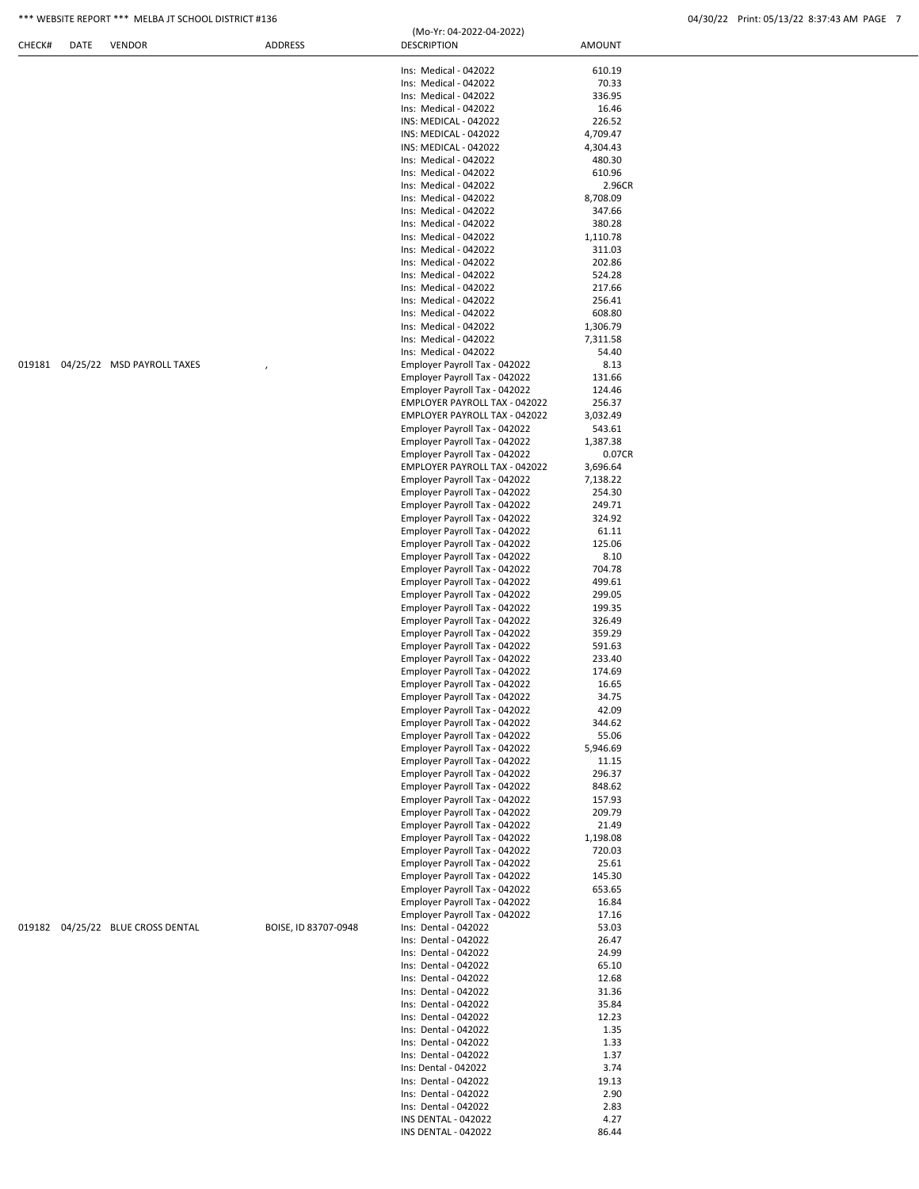\*\*\* WEBSITE REPORT \*\*\* MELBA JT SCHOOL DISTRICT #136

(Mo-Yr: 04-2022-04-2022)

| CHECK# | DATE | VENDOR | ADDRESS | DESCRIPTION | AMOUNT |
|---|---|---|---|---|---|
| | | | | Ins: Medical - 042022 | 610.19 |
| | | | | Ins: Medical - 042022 | 70.33 |
| | | | | Ins: Medical - 042022 | 336.95 |
| | | | | Ins: Medical - 042022 | 16.46 |
| | | | | INS: MEDICAL - 042022 | 226.52 |
| | | | | INS: MEDICAL - 042022 | 4,709.47 |
| | | | | INS: MEDICAL - 042022 | 4,304.43 |
| | | | | Ins: Medical - 042022 | 480.30 |
| | | | | Ins: Medical - 042022 | 610.96 |
| | | | | Ins: Medical - 042022 | 2.96CR |
| | | | | Ins: Medical - 042022 | 8,708.09 |
| | | | | Ins: Medical - 042022 | 347.66 |
| | | | | Ins: Medical - 042022 | 380.28 |
| | | | | Ins: Medical - 042022 | 1,110.78 |
| | | | | Ins: Medical - 042022 | 311.03 |
| | | | | Ins: Medical - 042022 | 202.86 |
| | | | | Ins: Medical - 042022 | 524.28 |
| | | | | Ins: Medical - 042022 | 217.66 |
| | | | | Ins: Medical - 042022 | 256.41 |
| | | | | Ins: Medical - 042022 | 608.80 |
| | | | | Ins: Medical - 042022 | 1,306.79 |
| | | | | Ins: Medical - 042022 | 7,311.58 |
| | | | | Ins: Medical - 042022 | 54.40 |
| 019181 | 04/25/22 | MSD PAYROLL TAXES | , | Employer Payroll Tax - 042022 | 8.13 |
| | | | | Employer Payroll Tax - 042022 | 131.66 |
| | | | | Employer Payroll Tax - 042022 | 124.46 |
| | | | | EMPLOYER PAYROLL TAX - 042022 | 256.37 |
| | | | | EMPLOYER PAYROLL TAX - 042022 | 3,032.49 |
| | | | | Employer Payroll Tax - 042022 | 543.61 |
| | | | | Employer Payroll Tax - 042022 | 1,387.38 |
| | | | | Employer Payroll Tax - 042022 | 0.07CR |
| | | | | EMPLOYER PAYROLL TAX - 042022 | 3,696.64 |
| | | | | Employer Payroll Tax - 042022 | 7,138.22 |
| | | | | Employer Payroll Tax - 042022 | 254.30 |
| | | | | Employer Payroll Tax - 042022 | 249.71 |
| | | | | Employer Payroll Tax - 042022 | 324.92 |
| | | | | Employer Payroll Tax - 042022 | 61.11 |
| | | | | Employer Payroll Tax - 042022 | 125.06 |
| | | | | Employer Payroll Tax - 042022 | 8.10 |
| | | | | Employer Payroll Tax - 042022 | 704.78 |
| | | | | Employer Payroll Tax - 042022 | 499.61 |
| | | | | Employer Payroll Tax - 042022 | 299.05 |
| | | | | Employer Payroll Tax - 042022 | 199.35 |
| | | | | Employer Payroll Tax - 042022 | 326.49 |
| | | | | Employer Payroll Tax - 042022 | 359.29 |
| | | | | Employer Payroll Tax - 042022 | 591.63 |
| | | | | Employer Payroll Tax - 042022 | 233.40 |
| | | | | Employer Payroll Tax - 042022 | 174.69 |
| | | | | Employer Payroll Tax - 042022 | 16.65 |
| | | | | Employer Payroll Tax - 042022 | 34.75 |
| | | | | Employer Payroll Tax - 042022 | 42.09 |
| | | | | Employer Payroll Tax - 042022 | 344.62 |
| | | | | Employer Payroll Tax - 042022 | 55.06 |
| | | | | Employer Payroll Tax - 042022 | 5,946.69 |
| | | | | Employer Payroll Tax - 042022 | 11.15 |
| | | | | Employer Payroll Tax - 042022 | 296.37 |
| | | | | Employer Payroll Tax - 042022 | 848.62 |
| | | | | Employer Payroll Tax - 042022 | 157.93 |
| | | | | Employer Payroll Tax - 042022 | 209.79 |
| | | | | Employer Payroll Tax - 042022 | 21.49 |
| | | | | Employer Payroll Tax - 042022 | 1,198.08 |
| | | | | Employer Payroll Tax - 042022 | 720.03 |
| | | | | Employer Payroll Tax - 042022 | 25.61 |
| | | | | Employer Payroll Tax - 042022 | 145.30 |
| | | | | Employer Payroll Tax - 042022 | 653.65 |
| | | | | Employer Payroll Tax - 042022 | 16.84 |
| | | | | Employer Payroll Tax - 042022 | 17.16 |
| 019182 | 04/25/22 | BLUE CROSS DENTAL | BOISE, ID 83707-0948 | Ins: Dental - 042022 | 53.03 |
| | | | | Ins: Dental - 042022 | 26.47 |
| | | | | Ins: Dental - 042022 | 24.99 |
| | | | | Ins: Dental - 042022 | 65.10 |
| | | | | Ins: Dental - 042022 | 12.68 |
| | | | | Ins: Dental - 042022 | 31.36 |
| | | | | Ins: Dental - 042022 | 35.84 |
| | | | | Ins: Dental - 042022 | 12.23 |
| | | | | Ins: Dental - 042022 | 1.35 |
| | | | | Ins: Dental - 042022 | 1.33 |
| | | | | Ins: Dental - 042022 | 1.37 |
| | | | | Ins: Dental - 042022 | 3.74 |
| | | | | Ins: Dental - 042022 | 19.13 |
| | | | | Ins: Dental - 042022 | 2.90 |
| | | | | Ins: Dental - 042022 | 2.83 |
| | | | | INS DENTAL - 042022 | 4.27 |
| | | | | INS DENTAL - 042022 | 86.44 |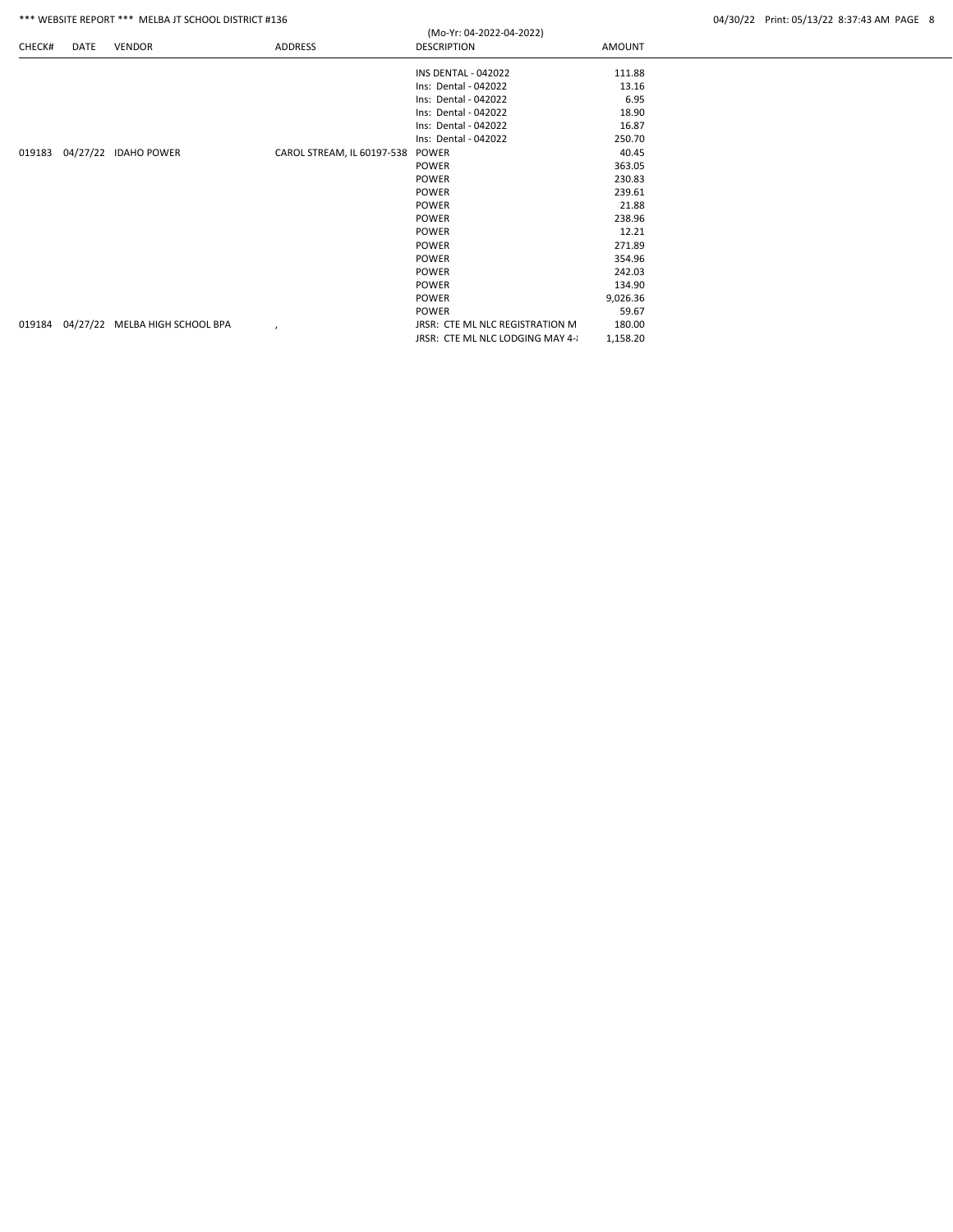| CHECK# | DATE | VENDOR | ADDRESS | DESCRIPTION | AMOUNT |
|---|---|---|---|---|---|
| | | | | INS DENTAL - 042022 | 111.88 |
| | | | | Ins: Dental - 042022 | 13.16 |
| | | | | Ins: Dental - 042022 | 6.95 |
| | | | | Ins: Dental - 042022 | 18.90 |
| | | | | Ins: Dental - 042022 | 16.87 |
| | | | | Ins: Dental - 042022 | 250.70 |
| 019183 | 04/27/22 | IDAHO POWER | CAROL STREAM, IL 60197-538 | POWER | 40.45 |
| | | | | POWER | 363.05 |
| | | | | POWER | 230.83 |
| | | | | POWER | 239.61 |
| | | | | POWER | 21.88 |
| | | | | POWER | 238.96 |
| | | | | POWER | 12.21 |
| | | | | POWER | 271.89 |
| | | | | POWER | 354.96 |
| | | | | POWER | 242.03 |
| | | | | POWER | 134.90 |
| | | | | POWER | 9,026.36 |
| | | | | POWER | 59.67 |
| 019184 | 04/27/22 | MELBA HIGH SCHOOL BPA | , | JRSR: CTE ML NLC REGISTRATION M | 180.00 |
| | | | | JRSR: CTE ML NLC LODGING MAY 4-: | 1,158.20 |